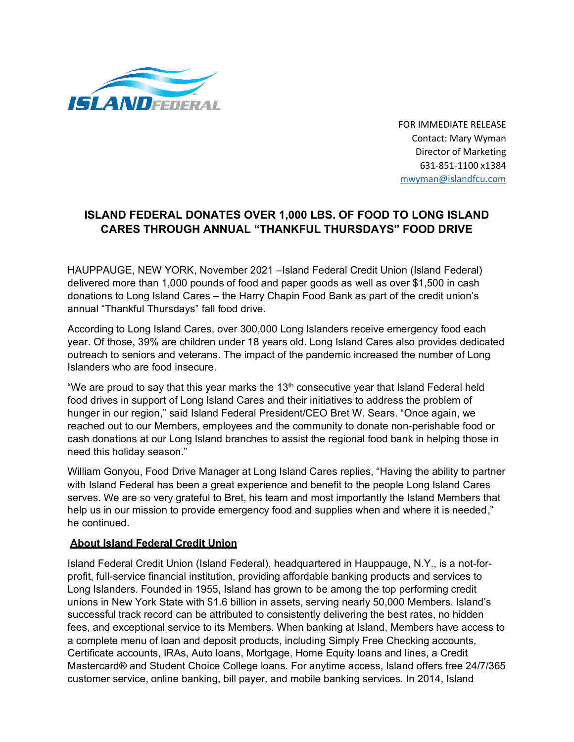FOR IMMEDIATE RELEASE
Contact: Mary Wyman
Director of Marketing
631-851-1100 x1384
mwyman@islandfcu.com

# ISLAND FEDERAL DONATES OVER 1,000 LBS. OF FOOD TO LONG ISLAND CARES THROUGH ANNUAL "THANKFUL THURSDAYS" FOOD DRIVE

HAUPPAUGE, NEW YORK, November 2021 –Island Federal Credit Union (Island Federal) delivered more than 1,000 pounds of food and paper goods as well as over $1,500 in cash donations to Long Island Cares – the Harry Chapin Food Bank as part of the credit union's annual "Thankful Thursdays" fall food drive.

According to Long Island Cares, over 300,000 Long Islanders receive emergency food each year. Of those, 39% are children under 18 years old. Long Island Cares also provides dedicated outreach to seniors and veterans. The impact of the pandemic increased the number of Long Islanders who are food insecure.

"We are proud to say that this year marks the 13th consecutive year that Island Federal held food drives in support of Long Island Cares and their initiatives to address the problem of hunger in our region," said Island Federal President/CEO Bret W. Sears. "Once again, we reached out to our Members, employees and the community to donate non-perishable food or cash donations at our Long Island branches to assist the regional food bank in helping those in need this holiday season."

William Gonyou, Food Drive Manager at Long Island Cares replies, "Having the ability to partner with Island Federal has been a great experience and benefit to the people Long Island Cares serves. We are so very grateful to Bret, his team and most importantly the Island Members that help us in our mission to provide emergency food and supplies when and where it is needed," he continued.

## About Island Federal Credit Union

Island Federal Credit Union (Island Federal), headquartered in Hauppauge, N.Y., is a not-for-profit, full-service financial institution, providing affordable banking products and services to Long Islanders. Founded in 1955, Island has grown to be among the top performing credit unions in New York State with $1.6 billion in assets, serving nearly 50,000 Members. Island's successful track record can be attributed to consistently delivering the best rates, no hidden fees, and exceptional service to its Members. When banking at Island, Members have access to a complete menu of loan and deposit products, including Simply Free Checking accounts, Certificate accounts, IRAs, Auto loans, Mortgage, Home Equity loans and lines, a Credit Mastercard® and Student Choice College loans. For anytime access, Island offers free 24/7/365 customer service, online banking, bill payer, and mobile banking services. In 2014, Island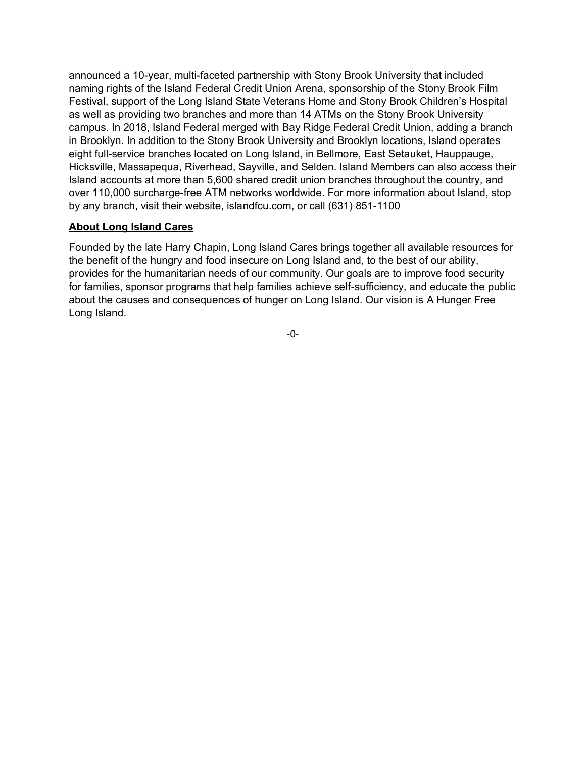announced a 10-year, multi-faceted partnership with Stony Brook University that included naming rights of the Island Federal Credit Union Arena, sponsorship of the Stony Brook Film Festival, support of the Long Island State Veterans Home and Stony Brook Children's Hospital as well as providing two branches and more than 14 ATMs on the Stony Brook University campus. In 2018, Island Federal merged with Bay Ridge Federal Credit Union, adding a branch in Brooklyn. In addition to the Stony Brook University and Brooklyn locations, Island operates eight full-service branches located on Long Island, in Bellmore, East Setauket, Hauppauge, Hicksville, Massapequa, Riverhead, Sayville, and Selden. Island Members can also access their Island accounts at more than 5,600 shared credit union branches throughout the country, and over 110,000 surcharge-free ATM networks worldwide. For more information about Island, stop by any branch, visit their website, islandfcu.com, or call (631) 851-1100

**About Long Island Cares**

Founded by the late Harry Chapin, Long Island Cares brings together all available resources for the benefit of the hungry and food insecure on Long Island and, to the best of our ability, provides for the humanitarian needs of our community. Our goals are to improve food security for families, sponsor programs that help families achieve self-sufficiency, and educate the public about the causes and consequences of hunger on Long Island. Our vision is A Hunger Free Long Island.

-0-